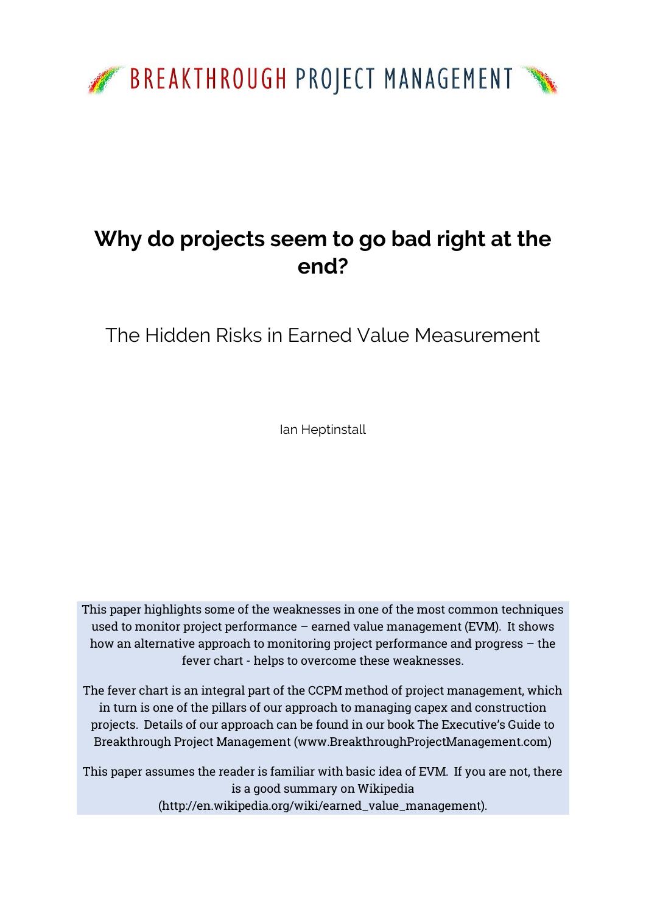BREAKTHROUGH PROJECT MANAGEMENT

# Why do projects seem to go bad right at the end?

## The Hidden Risks in Earned Value Measurement

Ian Heptinstall

This paper highlights some of the weaknesses in one of the most common techniques used to monitor project performance – earned value management (EVM). It shows how an alternative approach to monitoring project performance and progress – the fever chart - helps to overcome these weaknesses.

The fever chart is an integral part of the CCPM method of project management, which in turn is one of the pillars of our approach to managing capex and construction projects. Details of our approach can be found in our book The Executive's Guide to Breakthrough Project Management (www.BreakthroughProjectManagement.com)

This paper assumes the reader is familiar with basic idea of EVM. If you are not, there is a good summary on Wikipedia (http://en.wikipedia.org/wiki/earned_value_management).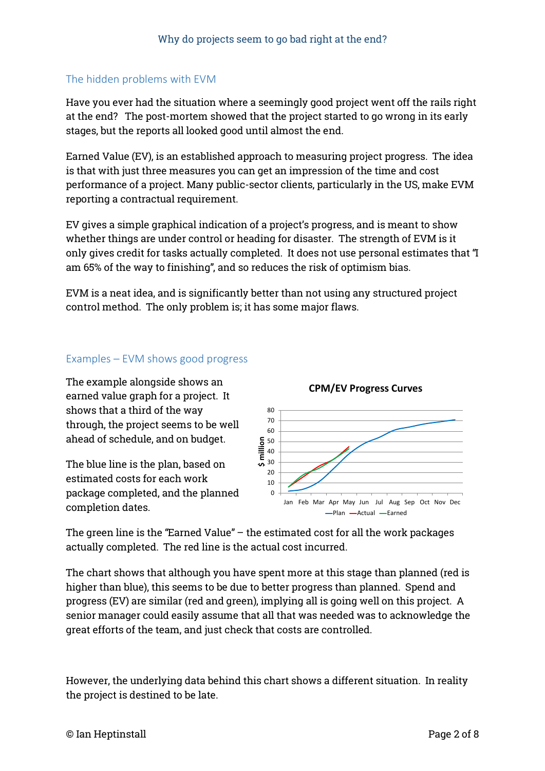## The hidden problems with EVM

Have you ever had the situation where a seemingly good project went off the rails right at the end? The post-mortem showed that the project started to go wrong in its early stages, but the reports all looked good until almost the end.

Earned Value (EV), is an established approach to measuring project progress. The idea is that with just three measures you can get an impression of the time and cost performance of a project. Many public-sector clients, particularly in the US, make EVM reporting a contractual requirement.

EV gives a simple graphical indication of a project's progress, and is meant to show whether things are under control or heading for disaster. The strength of EVM is it only gives credit for tasks actually completed. It does not use personal estimates that "I am 65% of the way to finishing", and so reduces the risk of optimism bias.

EVM is a neat idea, and is significantly better than not using any structured project control method. The only problem is; it has some major flaws.

## Examples – EVM shows good progress

The example alongside shows an earned value graph for a project. It shows that a third of the way through, the project seems to be well ahead of schedule, and on budget.

The blue line is the plan, based on estimated costs for each work package completed, and the planned completion dates.

**CPM/EV Progress Curves**

$ million

80
70
60
50
40
30
20
10
0

Jan Feb Mar Apr May Jun Jul Aug Sep Oct Nov Dec

Plan Actual Earned

The green line is the "Earned Value" – the estimated cost for all the work packages actually completed. The red line is the actual cost incurred.

The chart shows that although you have spent more at this stage than planned (red is higher than blue), this seems to be due to better progress than planned. Spend and progress (EV) are similar (red and green), implying all is going well on this project. A senior manager could easily assume that all that was needed was to acknowledge the great efforts of the team, and just check that costs are controlled.

However, the underlying data behind this chart shows a different situation. In reality the project is destined to be late.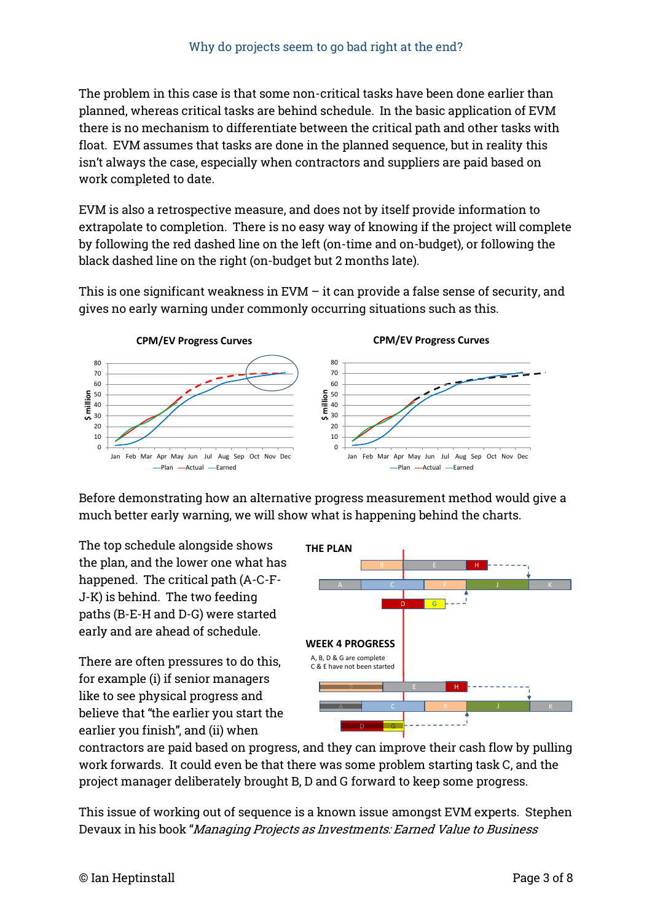The problem in this case is that some non-critical tasks have been done earlier than planned, whereas critical tasks are behind schedule. In the basic application of EVM there is no mechanism to differentiate between the critical path and other tasks with float. EVM assumes that tasks are done in the planned sequence, but in reality this isn't always the case, especially when contractors and suppliers are paid based on work completed to date.

EVM is also a retrospective measure, and does not by itself provide information to extrapolate to completion. There is no easy way of knowing if the project will complete by following the red dashed line on the left (on-time and on-budget), or following the black dashed line on the right (on-budget but 2 months late).

This is one significant weakness in EVM – it can provide a false sense of security, and gives no early warning under commonly occurring situations such as this.

CPM/EV Progress Curves

$ million

0 10 20 30 40 50 60 70 80

Jan Feb Mar Apr May Jun Jul Aug Sep Oct Nov Dec

Plan Actual Earned

CPM/EV Progress Curves

$ million

0 10 20 30 40 50 60 70 80

Jan Feb Mar Apr May Jun Jul Aug Sep Oct Nov Dec

Plan Actual Earned

Before demonstrating how an alternative progress measurement method would give a much better early warning, we will show what is happening behind the charts.

The top schedule alongside shows the plan, and the lower one what has happened. The critical path (A-C-F-J-K) is behind. The two feeding paths (B-E-H and D-G) were started early and are ahead of schedule.

THE PLAN

B E H

A C F J K

D G

WEEK 4 PROGRESS

A, B, D & G are complete

C & E have not been started

B E H

A C F J K

D G

There are often pressures to do this, for example (i) if senior managers like to see physical progress and believe that "the earlier you start the earlier you finish", and (ii) when contractors are paid based on progress, and they can improve their cash flow by pulling work forwards. It could even be that there was some problem starting task C, and the project manager deliberately brought B, D and G forward to keep some progress.

This issue of working out of sequence is a known issue amongst EVM experts. Stephen Devaux in his book "*Managing Projects as Investments: Earned Value to Business*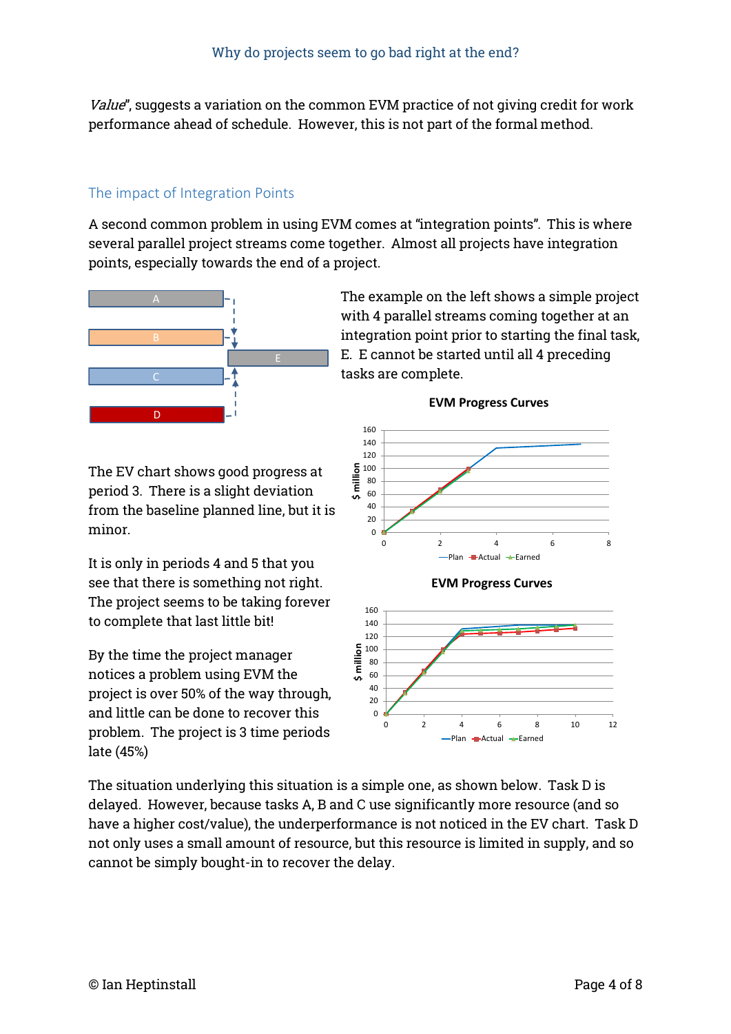Value", suggests a variation on the common EVM practice of not giving credit for work performance ahead of schedule. However, this is not part of the formal method.

## The impact of Integration Points

A second common problem in using EVM comes at "integration points". This is where several parallel project streams come together. Almost all projects have integration points, especially towards the end of a project.

A

B

E

C

D

The example on the left shows a simple project with 4 parallel streams coming together at an integration point prior to starting the final task, E. E cannot be started until all 4 preceding tasks are complete.

**EVM Progress Curves**

$ million

160
140
120
100
80
60
40
20
0

0 2 4 6 8

Plan, Actual, Earned

The EV chart shows good progress at period 3. There is a slight deviation from the baseline planned line, but it is minor.

It is only in periods 4 and 5 that you see that there is something not right. The project seems to be taking forever to complete that last little bit!

By the time the project manager notices a problem using EVM the project is over 50% of the way through, and little can be done to recover this problem. The project is 3 time periods late (45%)

**EVM Progress Curves**

$ million

160
140
120
100
80
60
40
20
0

0 2 4 6 8 10 12

Plan, Actual, Earned

The situation underlying this situation is a simple one, as shown below. Task D is delayed. However, because tasks A, B and C use significantly more resource (and so have a higher cost/value), the underperformance is not noticed in the EV chart. Task D not only uses a small amount of resource, but this resource is limited in supply, and so cannot be simply bought-in to recover the delay.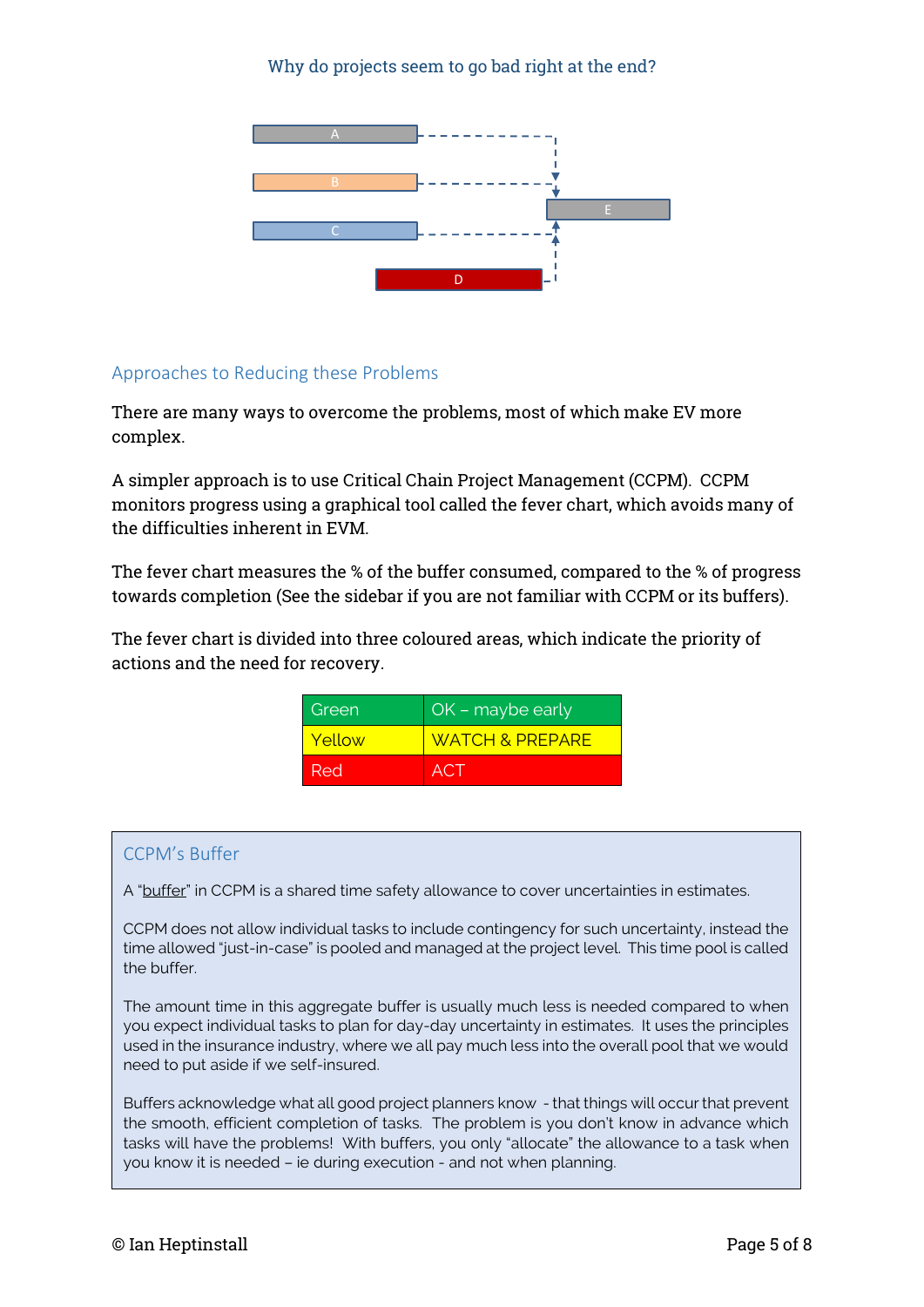Why do projects seem to go bad right at the end?

A

B

C

D

E

## Approaches to Reducing these Problems

There are many ways to overcome the problems, most of which make EV more complex.

A simpler approach is to use Critical Chain Project Management (CCPM). CCPM monitors progress using a graphical tool called the fever chart, which avoids many of the difficulties inherent in EVM.

The fever chart measures the % of the buffer consumed, compared to the % of progress towards completion (See the sidebar if you are not familiar with CCPM or its buffers).

The fever chart is divided into three coloured areas, which indicate the priority of actions and the need for recovery.

| | |
|---|---|
| Green | OK – maybe early |
| Yellow | WATCH & PREPARE |
| Red | ACT |

### CCPM's Buffer

A "buffer" in CCPM is a shared time safety allowance to cover uncertainties in estimates.

CCPM does not allow individual tasks to include contingency for such uncertainty, instead the time allowed "just-in-case" is pooled and managed at the project level. This time pool is called the buffer.

The amount time in this aggregate buffer is usually much less is needed compared to when you expect individual tasks to plan for day-day uncertainty in estimates. It uses the principles used in the insurance industry, where we all pay much less into the overall pool that we would need to put aside if we self-insured.

Buffers acknowledge what all good project planners know - that things will occur that prevent the smooth, efficient completion of tasks. The problem is you don't know in advance which tasks will have the problems! With buffers, you only "allocate" the allowance to a task when you know it is needed – ie during execution - and not when planning.

© Ian Heptinstall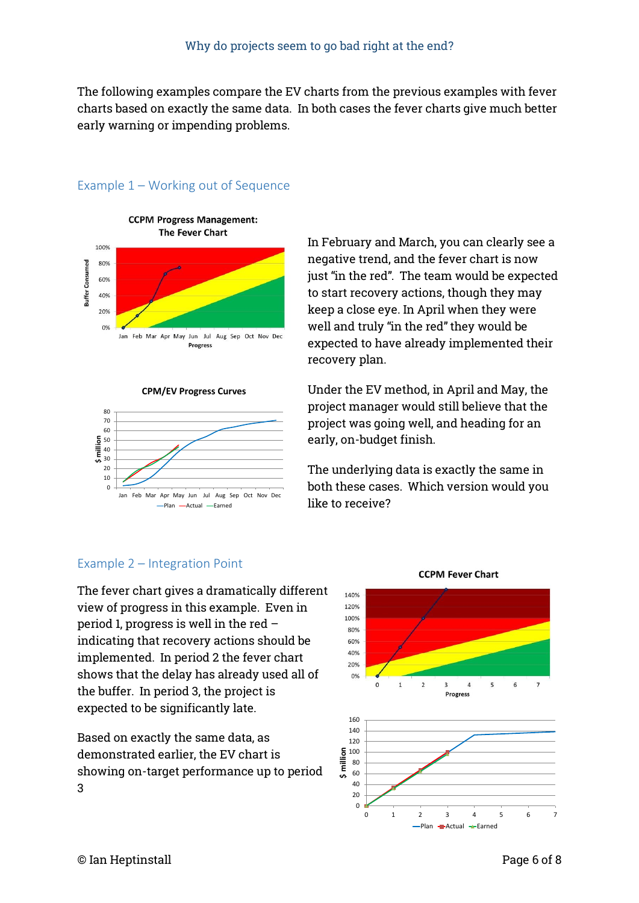The following examples compare the EV charts from the previous examples with fever charts based on exactly the same data. In both cases the fever charts give much better early warning or impending problems.

## Example 1 – Working out of Sequence

CCPM Progress Management:
The Fever Chart

100%
80%
60%
40%
20%
0%

Buffer Consumed

Jan Feb Mar Apr May Jun Jul Aug Sep Oct Nov Dec

Progress

In February and March, you can clearly see a negative trend, and the fever chart is now just “in the red”. The team would be expected to start recovery actions, though they may keep a close eye. In April when they were well and truly “in the red” they would be expected to have already implemented their recovery plan.

CPM/EV Progress Curves

80
70
60
50
40
30
20
10
0

$ million

Jan Feb Mar Apr May Jun Jul Aug Sep Oct Nov Dec

—Plan —Actual —Earned

Under the EV method, in April and May, the project manager would still believe that the project was going well, and heading for an early, on-budget finish.

The underlying data is exactly the same in both these cases. Which version would you like to receive?

## Example 2 – Integration Point

The fever chart gives a dramatically different view of progress in this example. Even in period 1, progress is well in the red – indicating that recovery actions should be implemented. In period 2 the fever chart shows that the delay has already used all of the buffer. In period 3, the project is expected to be significantly late.

Based on exactly the same data, as demonstrated earlier, the EV chart is showing on-target performance up to period 3

CCPM Fever Chart

140%
120%
100%
80%
60%
40%
20%
0%

0 1 2 3 4 5 6 7

Progress

160
140
120
100
80
60
40
20
0

$ million

0 1 2 3 4 5 6 7

—Plan —Actual —Earned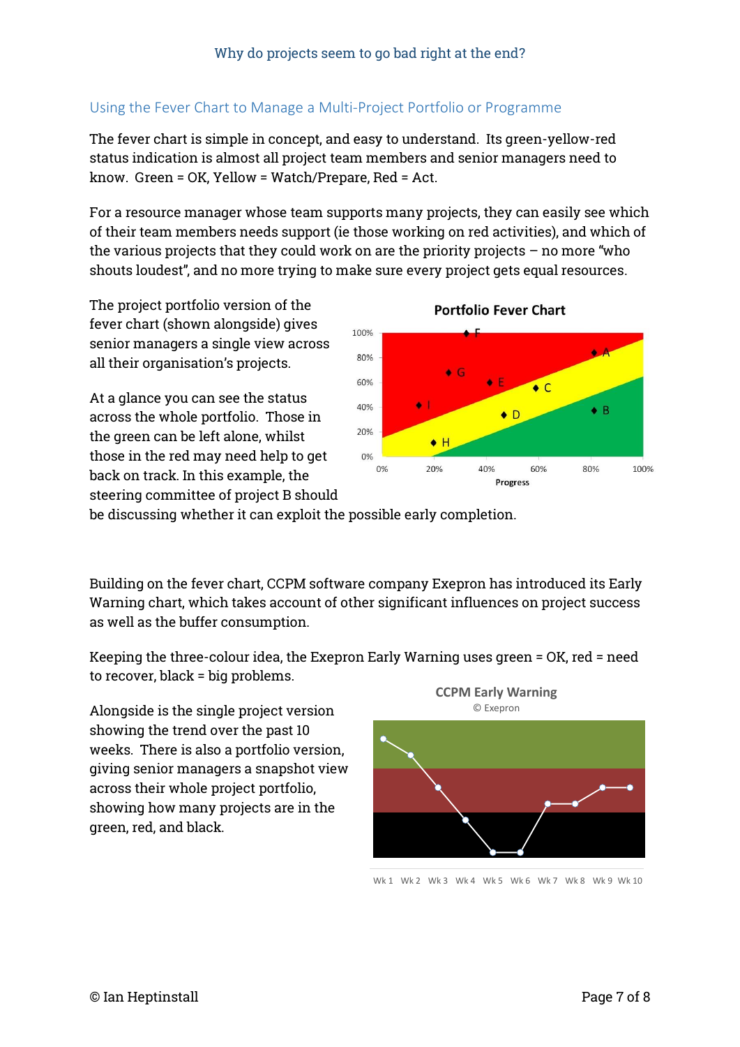## Using the Fever Chart to Manage a Multi-Project Portfolio or Programme

The fever chart is simple in concept, and easy to understand. Its green-yellow-red status indication is almost all project team members and senior managers need to know. Green = OK, Yellow = Watch/Prepare, Red = Act.

For a resource manager whose team supports many projects, they can easily see which of their team members needs support (ie those working on red activities), and which of the various projects that they could work on are the priority projects – no more "who shouts loudest", and no more trying to make sure every project gets equal resources.

The project portfolio version of the fever chart (shown alongside) gives senior managers a single view across all their organisation's projects.

At a glance you can see the status across the whole portfolio. Those in the green can be left alone, whilst those in the red may need help to get back on track. In this example, the steering committee of project B should be discussing whether it can exploit the possible early completion.

**Portfolio Fever Chart**

100%
80%
60%
40%
20%
0%

F
A
G
E
C
I
D
B
H

0% 20% 40% 60% 80% 100%

Progress

Building on the fever chart, CCPM software company Exepron has introduced its Early Warning chart, which takes account of other significant influences on project success as well as the buffer consumption.

Keeping the three-colour idea, the Exepron Early Warning uses green = OK, red = need to recover, black = big problems.

Alongside is the single project version showing the trend over the past 10 weeks. There is also a portfolio version, giving senior managers a snapshot view across their whole project portfolio, showing how many projects are in the green, red, and black.

**CCPM Early Warning**

© Exepron

Wk 1 Wk 2 Wk 3 Wk 4 Wk 5 Wk 6 Wk 7 Wk 8 Wk 9 Wk 10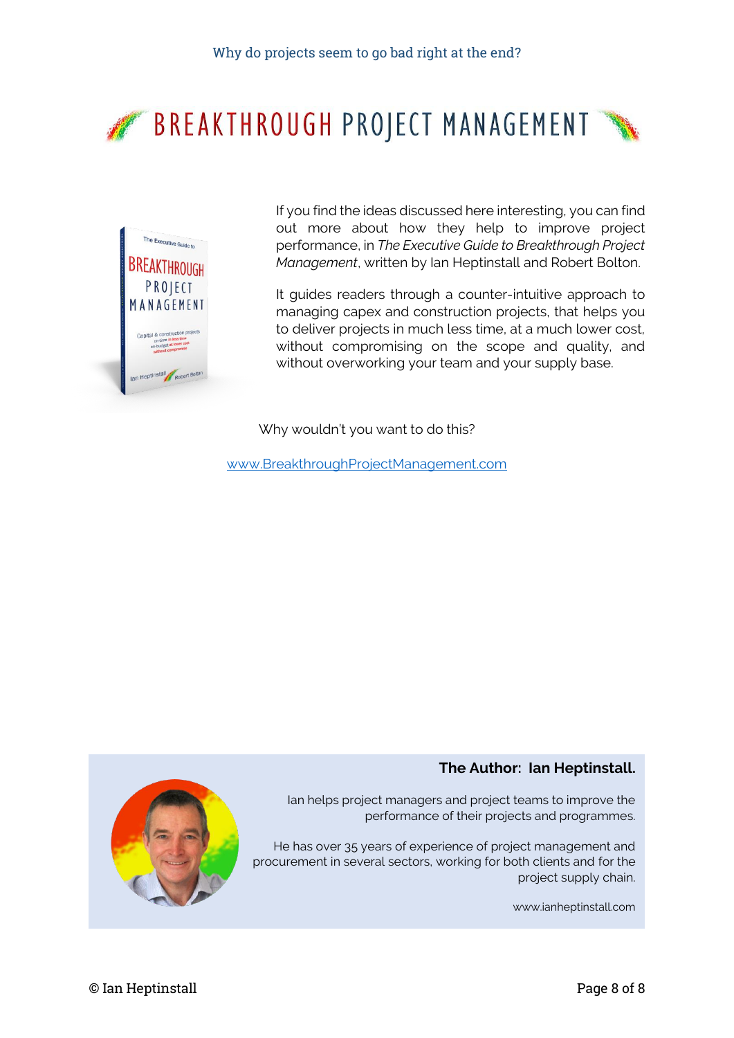# BREAKTHROUGH PROJECT MANAGEMENT

If you find the ideas discussed here interesting, you can find out more about how they help to improve project performance, in *The Executive Guide to Breakthrough Project Management*, written by Ian Heptinstall and Robert Bolton.

It guides readers through a counter-intuitive approach to managing capex and construction projects, that helps you to deliver projects in much less time, at a much lower cost, without compromising on the scope and quality, and without overworking your team and your supply base.

Why wouldn't you want to do this?

www.BreakthroughProjectManagement.com

**The Author: Ian Heptinstall.**

Ian helps project managers and project teams to improve the performance of their projects and programmes.

He has over 35 years of experience of project management and procurement in several sectors, working for both clients and for the project supply chain.

www.ianheptinstall.com

© Ian Heptinstall